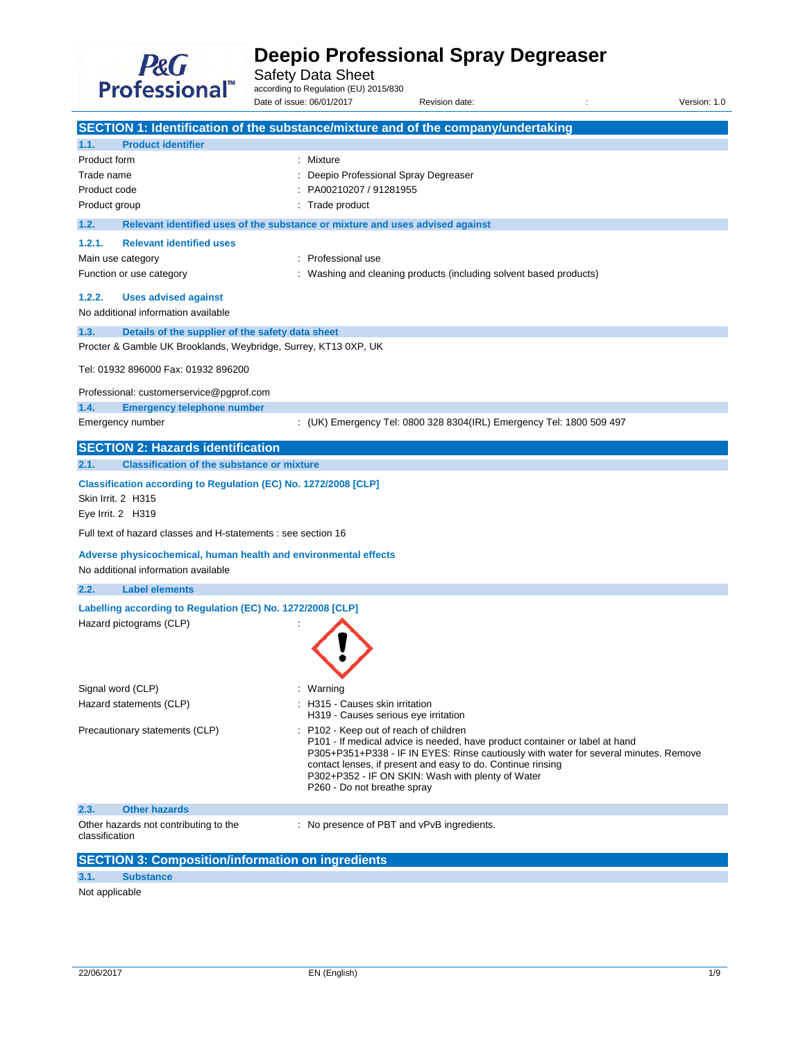# Deepio Professional Spray Degreaser

Safety Data Sheet

according to Regulation (EU) 2015/830

Date of issue: 06/01/2017 Revision date: : Version: 1.0

## SECTION 1: Identification of the substance/mixture and of the company/undertaking

### 1.1. Product identifier

| | |
|---|---|
| Product form | : Mixture |
| Trade name | : Deepio Professional Spray Degreaser |
| Product code | : PA00210207 / 91281955 |
| Product group | : Trade product |

### 1.2. Relevant identified uses of the substance or mixture and uses advised against

#### 1.2.1. Relevant identified uses

| | |
|---|---|
| Main use category | : Professional use |
| Function or use category | : Washing and cleaning products (including solvent based products) |

#### 1.2.2. Uses advised against

No additional information available

### 1.3. Details of the supplier of the safety data sheet

Procter & Gamble UK Brooklands, Weybridge, Surrey, KT13 0XP, UK

Tel: 01932 896000 Fax: 01932 896200

Professional: customerservice@pgprof.com

### 1.4. Emergency telephone number

| | |
|---|---|
| Emergency number | : (UK) Emergency Tel: 0800 328 8304(IRL) Emergency Tel: 1800 509 497 |

## SECTION 2: Hazards identification

### 2.1. Classification of the substance or mixture

**Classification according to Regulation (EC) No. 1272/2008 [CLP]**

Skin Irrit. 2 H315

Eye Irrit. 2 H319

Full text of hazard classes and H-statements : see section 16

**Adverse physicochemical, human health and environmental effects**

No additional information available

### 2.2. Label elements

**Labelling according to Regulation (EC) No. 1272/2008 [CLP]**

Hazard pictograms (CLP) :

Signal word (CLP) : Warning

Hazard statements (CLP) :
- H315 - Causes skin irritation
- H319 - Causes serious eye irritation

Precautionary statements (CLP) :
- P102 - Keep out of reach of children
- P101 - If medical advice is needed, have product container or label at hand
- P305+P351+P338 - IF IN EYES: Rinse cautiously with water for several minutes. Remove contact lenses, if present and easy to do. Continue rinsing
- P302+P352 - IF ON SKIN: Wash with plenty of Water
- P260 - Do not breathe spray

### 2.3. Other hazards

| | |
|---|---|
| Other hazards not contributing to the classification | : No presence of PBT and vPvB ingredients. |

## SECTION 3: Composition/information on ingredients

### 3.1. Substance

Not applicable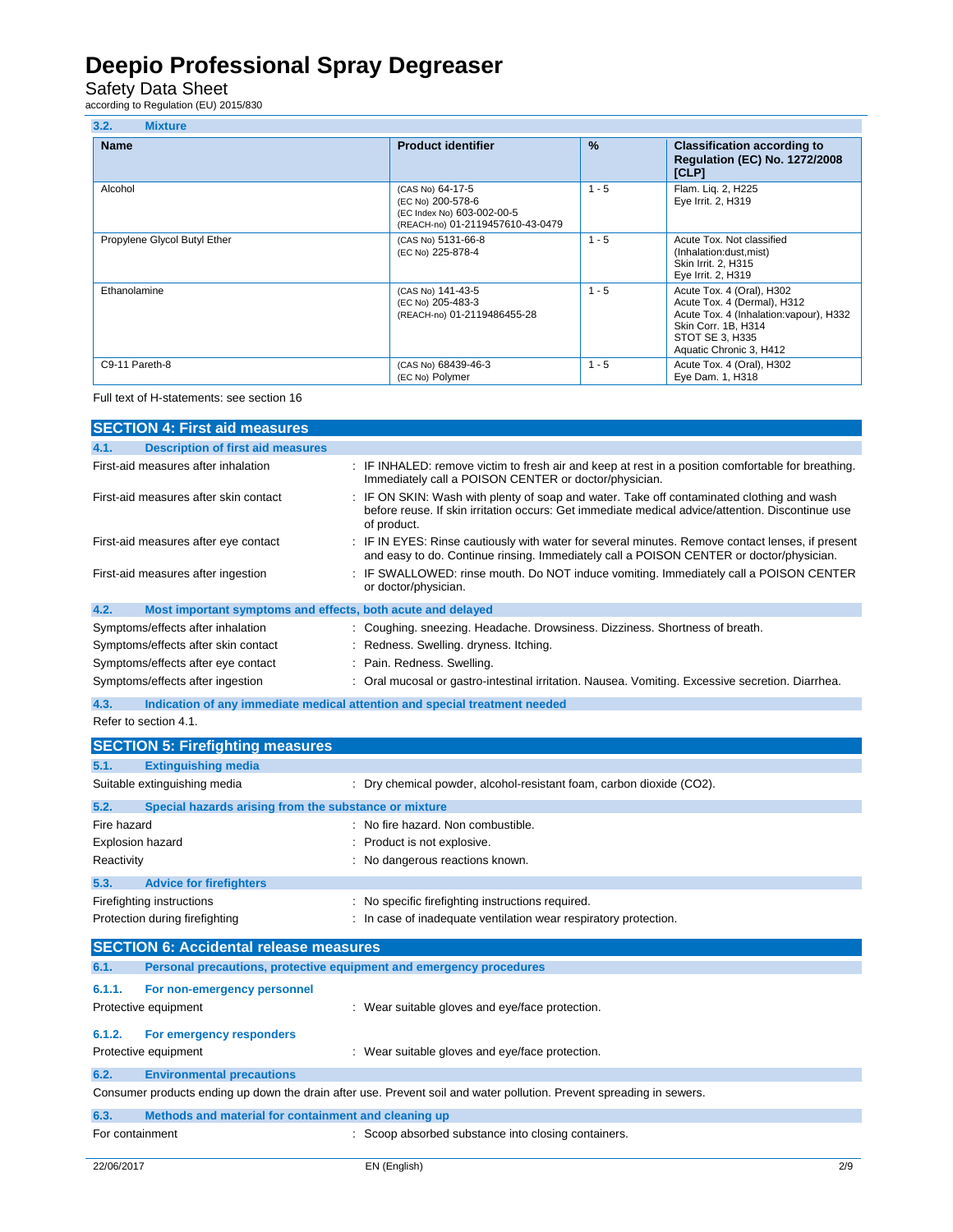### 3.2. Mixture

| Name | Product identifier | % | Classification according to Regulation (EC) No. 1272/2008 [CLP] |
|---|---|---|---|
| Alcohol | (CAS No) 64-17-5<br>(EC No) 200-578-6<br>(EC Index No) 603-002-00-5<br>(REACH-no) 01-2119457610-43-0479 | 1 - 5 | Flam. Liq. 2, H225<br>Eye Irrit. 2, H319 |
| Propylene Glycol Butyl Ether | (CAS No) 5131-66-8<br>(EC No) 225-878-4 | 1 - 5 | Acute Tox. Not classified (Inhalation:dust,mist)<br>Skin Irrit. 2, H315<br>Eye Irrit. 2, H319 |
| Ethanolamine | (CAS No) 141-43-5<br>(EC No) 205-483-3<br>(REACH-no) 01-2119486455-28 | 1 - 5 | Acute Tox. 4 (Oral), H302<br>Acute Tox. 4 (Dermal), H312<br>Acute Tox. 4 (Inhalation:vapour), H332<br>Skin Corr. 1B, H314<br>STOT SE 3, H335<br>Aquatic Chronic 3, H412 |
| C9-11 Pareth-8 | (CAS No) 68439-46-3<br>(EC No) Polymer | 1 - 5 | Acute Tox. 4 (Oral), H302<br>Eye Dam. 1, H318 |

Full text of H-statements: see section 16

## SECTION 4: First aid measures

### 4.1. Description of first aid measures

First-aid measures after inhalation : IF INHALED: remove victim to fresh air and keep at rest in a position comfortable for breathing. Immediately call a POISON CENTER or doctor/physician.

First-aid measures after skin contact : IF ON SKIN: Wash with plenty of soap and water. Take off contaminated clothing and wash before reuse. If skin irritation occurs: Get immediate medical advice/attention. Discontinue use of product.

First-aid measures after eye contact : IF IN EYES: Rinse cautiously with water for several minutes. Remove contact lenses, if present and easy to do. Continue rinsing. Immediately call a POISON CENTER or doctor/physician.

First-aid measures after ingestion : IF SWALLOWED: rinse mouth. Do NOT induce vomiting. Immediately call a POISON CENTER or doctor/physician.

### 4.2. Most important symptoms and effects, both acute and delayed

Symptoms/effects after inhalation : Coughing. sneezing. Headache. Drowsiness. Dizziness. Shortness of breath.

Symptoms/effects after skin contact : Redness. Swelling. dryness. Itching.

Symptoms/effects after eye contact : Pain. Redness. Swelling.

Symptoms/effects after ingestion : Oral mucosal or gastro-intestinal irritation. Nausea. Vomiting. Excessive secretion. Diarrhea.

### 4.3. Indication of any immediate medical attention and special treatment needed

Refer to section 4.1.

## SECTION 5: Firefighting measures

### 5.1. Extinguishing media

Suitable extinguishing media : Dry chemical powder, alcohol-resistant foam, carbon dioxide ($CO_2$).

### 5.2. Special hazards arising from the substance or mixture

Fire hazard : No fire hazard. Non combustible.

Explosion hazard : Product is not explosive.

Reactivity : No dangerous reactions known.

### 5.3. Advice for firefighters

Firefighting instructions : No specific firefighting instructions required.

Protection during firefighting : In case of inadequate ventilation wear respiratory protection.

## SECTION 6: Accidental release measures

### 6.1. Personal precautions, protective equipment and emergency procedures

#### 6.1.1. For non-emergency personnel

Protective equipment : Wear suitable gloves and eye/face protection.

#### 6.1.2. For emergency responders

Protective equipment : Wear suitable gloves and eye/face protection.

### 6.2. Environmental precautions

Consumer products ending up down the drain after use. Prevent soil and water pollution. Prevent spreading in sewers.

### 6.3. Methods and material for containment and cleaning up

For containment : Scoop absorbed substance into closing containers.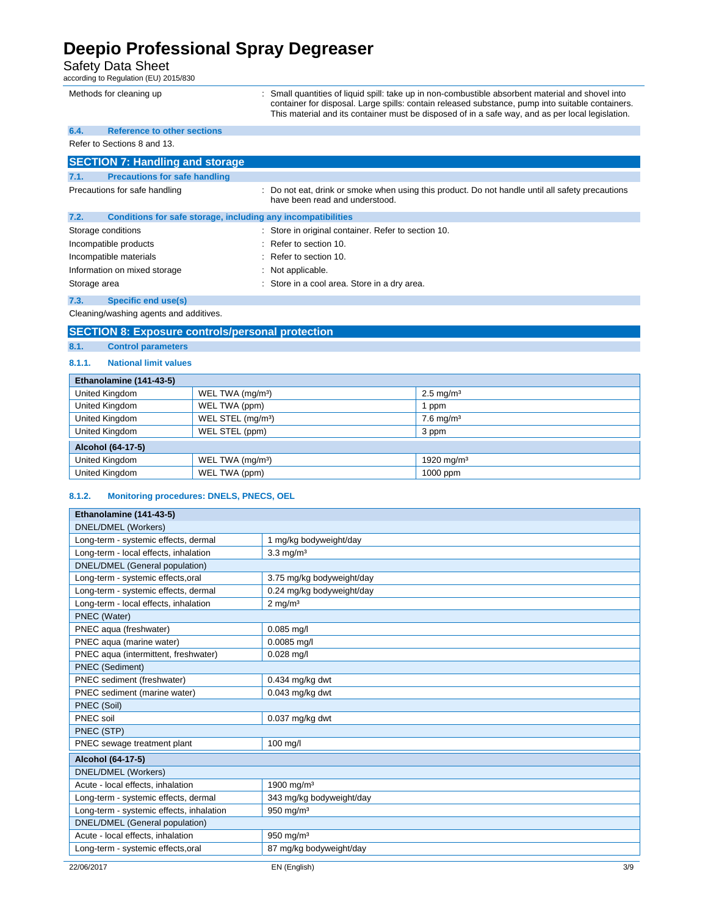| | |
|---|---|
| Methods for cleaning up | : Small quantities of liquid spill: take up in non-combustible absorbent material and shovel into container for disposal. Large spills: contain released substance, pump into suitable containers. This material and its container must be disposed of in a safe way, and as per local legislation. |

### 6.4. Reference to other sections

Refer to Sections 8 and 13.

## SECTION 7: Handling and storage

### 7.1. Precautions for safe handling

| | |
|---|---|
| Precautions for safe handling | : Do not eat, drink or smoke when using this product. Do not handle until all safety precautions have been read and understood. |

### 7.2. Conditions for safe storage, including any incompatibilities

| | |
|---|---|
| Storage conditions | : Store in original container. Refer to section 10. |
| Incompatible products | : Refer to section 10. |
| Incompatible materials | : Refer to section 10. |
| Information on mixed storage | : Not applicable. |
| Storage area | : Store in a cool area. Store in a dry area. |

### 7.3. Specific end use(s)

Cleaning/washing agents and additives.

## SECTION 8: Exposure controls/personal protection

### 8.1. Control parameters

#### 8.1.1. National limit values

| Ethanolamine (141-43-5) | | |
|---|---|---|
| United Kingdom | WEL TWA (mg/m³) | 2.5 mg/m³ |
| United Kingdom | WEL TWA (ppm) | 1 ppm |
| United Kingdom | WEL STEL (mg/m³) | 7.6 mg/m³ |
| United Kingdom | WEL STEL (ppm) | 3 ppm |
| **Alcohol (64-17-5)** | | |
| United Kingdom | WEL TWA (mg/m³) | 1920 mg/m³ |
| United Kingdom | WEL TWA (ppm) | 1000 ppm |

#### 8.1.2. Monitoring procedures: DNELS, PNECS, OEL

| Ethanolamine (141-43-5) | |
|---|---|
| DNEL/DMEL (Workers) | |
| Long-term - systemic effects, dermal | 1 mg/kg bodyweight/day |
| Long-term - local effects, inhalation | 3.3 mg/m³ |
| DNEL/DMEL (General population) | |
| Long-term - systemic effects,oral | 3.75 mg/kg bodyweight/day |
| Long-term - systemic effects, dermal | 0.24 mg/kg bodyweight/day |
| Long-term - local effects, inhalation | 2 mg/m³ |
| PNEC (Water) | |
| PNEC aqua (freshwater) | 0.085 mg/l |
| PNEC aqua (marine water) | 0.0085 mg/l |
| PNEC aqua (intermittent, freshwater) | 0.028 mg/l |
| PNEC (Sediment) | |
| PNEC sediment (freshwater) | 0.434 mg/kg dwt |
| PNEC sediment (marine water) | 0.043 mg/kg dwt |
| PNEC (Soil) | |
| PNEC soil | 0.037 mg/kg dwt |
| PNEC (STP) | |
| PNEC sewage treatment plant | 100 mg/l |
| **Alcohol (64-17-5)** | |
| DNEL/DMEL (Workers) | |
| Acute - local effects, inhalation | 1900 mg/m³ |
| Long-term - systemic effects, dermal | 343 mg/kg bodyweight/day |
| Long-term - systemic effects, inhalation | 950 mg/m³ |
| DNEL/DMEL (General population) | |
| Acute - local effects, inhalation | 950 mg/m³ |
| Long-term - systemic effects,oral | 87 mg/kg bodyweight/day |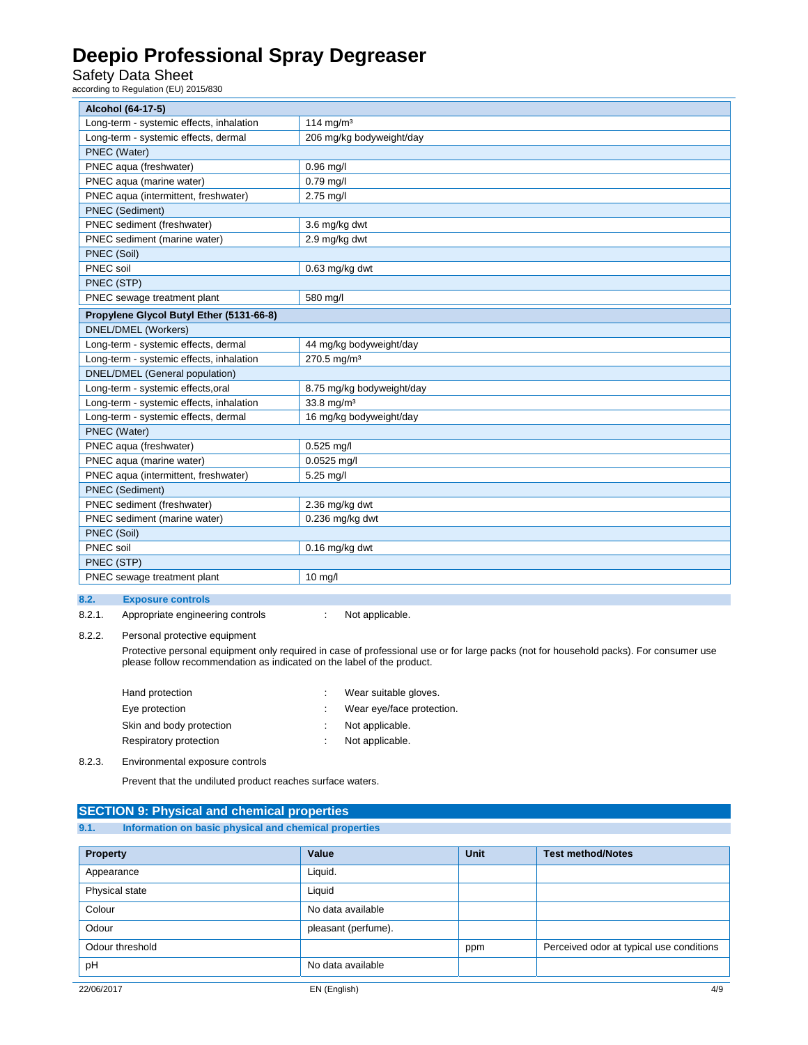| Alcohol (64-17-5) | |
|---|---|
| Long-term - systemic effects, inhalation | 114 mg/m³ |
| Long-term - systemic effects, dermal | 206 mg/kg bodyweight/day |
| PNEC (Water) | |
| PNEC aqua (freshwater) | 0.96 mg/l |
| PNEC aqua (marine water) | 0.79 mg/l |
| PNEC aqua (intermittent, freshwater) | 2.75 mg/l |
| PNEC (Sediment) | |
| PNEC sediment (freshwater) | 3.6 mg/kg dwt |
| PNEC sediment (marine water) | 2.9 mg/kg dwt |
| PNEC (Soil) | |
| PNEC soil | 0.63 mg/kg dwt |
| PNEC (STP) | |
| PNEC sewage treatment plant | 580 mg/l |

| Propylene Glycol Butyl Ether (5131-66-8) | |
|---|---|
| DNEL/DMEL (Workers) | |
| Long-term - systemic effects, dermal | 44 mg/kg bodyweight/day |
| Long-term - systemic effects, inhalation | 270.5 mg/m³ |
| DNEL/DMEL (General population) | |
| Long-term - systemic effects,oral | 8.75 mg/kg bodyweight/day |
| Long-term - systemic effects, inhalation | 33.8 mg/m³ |
| Long-term - systemic effects, dermal | 16 mg/kg bodyweight/day |
| PNEC (Water) | |
| PNEC aqua (freshwater) | 0.525 mg/l |
| PNEC aqua (marine water) | 0.0525 mg/l |
| PNEC aqua (intermittent, freshwater) | 5.25 mg/l |
| PNEC (Sediment) | |
| PNEC sediment (freshwater) | 2.36 mg/kg dwt |
| PNEC sediment (marine water) | 0.236 mg/kg dwt |
| PNEC (Soil) | |
| PNEC soil | 0.16 mg/kg dwt |
| PNEC (STP) | |
| PNEC sewage treatment plant | 10 mg/l |

### 8.2. Exposure controls

8.2.1. Appropriate engineering controls : Not applicable.

8.2.2. Personal protective equipment

Protective personal equipment only required in case of professional use or for large packs (not for household packs). For consumer use please follow recommendation as indicated on the label of the product.

Hand protection : Wear suitable gloves.

Eye protection : Wear eye/face protection.

Skin and body protection : Not applicable.

Respiratory protection : Not applicable.

8.2.3. Environmental exposure controls

Prevent that the undiluted product reaches surface waters.

## SECTION 9: Physical and chemical properties

### 9.1. Information on basic physical and chemical properties

| Property | Value | Unit | Test method/Notes |
|---|---|---|---|
| Appearance | Liquid. | | |
| Physical state | Liquid | | |
| Colour | No data available | | |
| Odour | pleasant (perfume). | | |
| Odour threshold | | ppm | Perceived odor at typical use conditions |
| pH | No data available | | |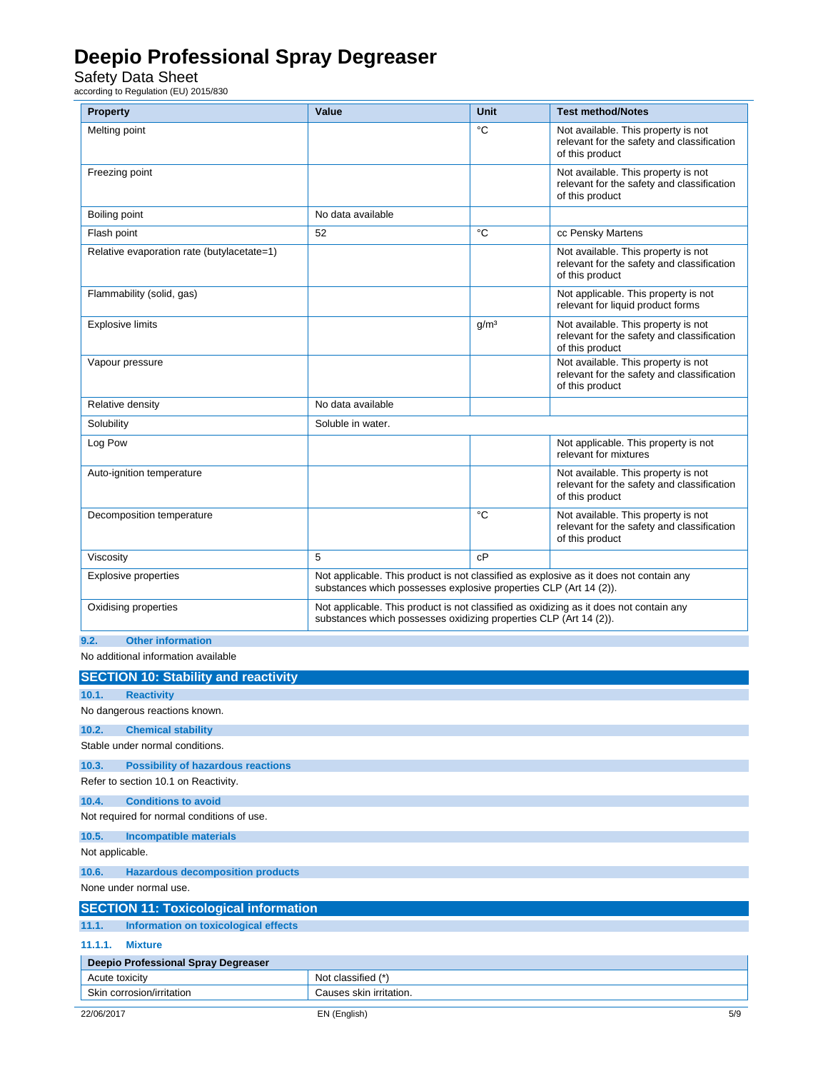| Property | Value | Unit | Test method/Notes |
|---|---|---|---|
| Melting point | | °C | Not available. This property is not relevant for the safety and classification of this product |
| Freezing point | | | Not available. This property is not relevant for the safety and classification of this product |
| Boiling point | No data available | | |
| Flash point | 52 | °C | cc Pensky Martens |
| Relative evaporation rate (butylacetate=1) | | | Not available. This property is not relevant for the safety and classification of this product |
| Flammability (solid, gas) | | | Not applicable. This property is not relevant for liquid product forms |
| Explosive limits | | g/m³ | Not available. This property is not relevant for the safety and classification of this product |
| Vapour pressure | | | Not available. This property is not relevant for the safety and classification of this product |
| Relative density | No data available | | |
| Solubility | Soluble in water. | | |
| Log Pow | | | Not applicable. This property is not relevant for mixtures |
| Auto-ignition temperature | | | Not available. This property is not relevant for the safety and classification of this product |
| Decomposition temperature | | °C | Not available. This property is not relevant for the safety and classification of this product |
| Viscosity | 5 | cP | |
| Explosive properties | Not applicable. This product is not classified as explosive as it does not contain any substances which possesses explosive properties CLP (Art 14 (2)). | | |
| Oxidising properties | Not applicable. This product is not classified as oxidizing as it does not contain any substances which possesses oxidizing properties CLP (Art 14 (2)). | | |

### 9.2. Other information

No additional information available

## SECTION 10: Stability and reactivity

### 10.1. Reactivity

No dangerous reactions known.

### 10.2. Chemical stability

Stable under normal conditions.

### 10.3. Possibility of hazardous reactions

Refer to section 10.1 on Reactivity.

### 10.4. Conditions to avoid

Not required for normal conditions of use.

### 10.5. Incompatible materials

Not applicable.

### 10.6. Hazardous decomposition products

None under normal use.

## SECTION 11: Toxicological information

### 11.1. Information on toxicological effects

#### 11.1.1. Mixture

| Deepio Professional Spray Degreaser | |
|---|---|
| Acute toxicity | Not classified (*) |
| Skin corrosion/irritation | Causes skin irritation. |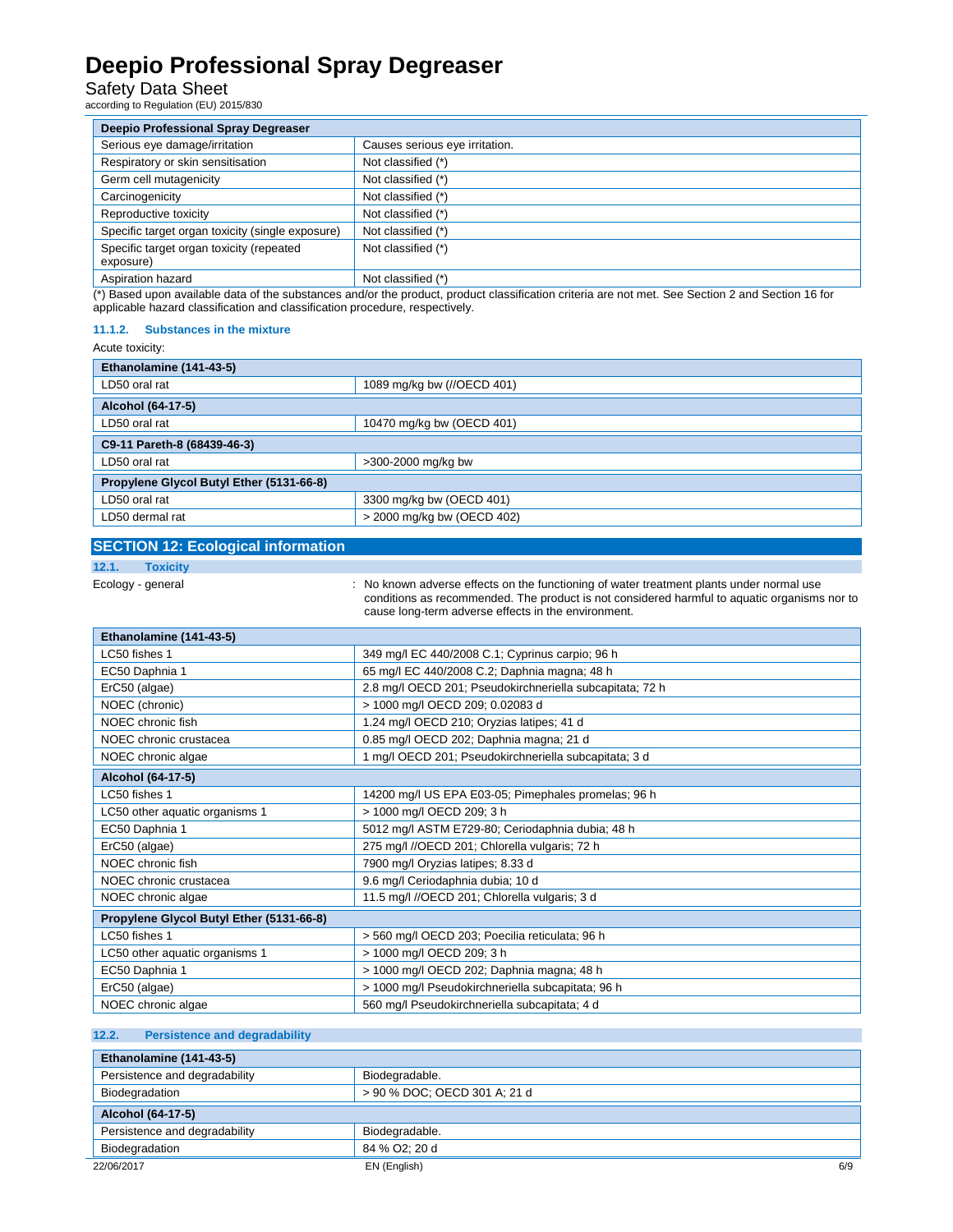| Deepio Professional Spray Degreaser | |
|---|---|
| Serious eye damage/irritation | Causes serious eye irritation. |
| Respiratory or skin sensitisation | Not classified (*) |
| Germ cell mutagenicity | Not classified (*) |
| Carcinogenicity | Not classified (*) |
| Reproductive toxicity | Not classified (*) |
| Specific target organ toxicity (single exposure) | Not classified (*) |
| Specific target organ toxicity (repeated exposure) | Not classified (*) |
| Aspiration hazard | Not classified (*) |

(*) Based upon available data of the substances and/or the product, product classification criteria are not met. See Section 2 and Section 16 for applicable hazard classification and classification procedure, respectively.

### 11.1.2. Substances in the mixture

Acute toxicity:

| Ethanolamine (141-43-5) | |
|---|---|
| LD50 oral rat | 1089 mg/kg bw (//OECD 401) |
| **Alcohol (64-17-5)** | |
| LD50 oral rat | 10470 mg/kg bw (OECD 401) |
| **C9-11 Pareth-8 (68439-46-3)** | |
| LD50 oral rat | >300-2000 mg/kg bw |
| **Propylene Glycol Butyl Ether (5131-66-8)** | |
| LD50 oral rat | 3300 mg/kg bw (OECD 401) |
| LD50 dermal rat | > 2000 mg/kg bw (OECD 402) |

## SECTION 12: Ecological information

### 12.1. Toxicity

Ecology - general : No known adverse effects on the functioning of water treatment plants under normal use conditions as recommended. The product is not considered harmful to aquatic organisms nor to cause long-term adverse effects in the environment.

| Ethanolamine (141-43-5) | |
|---|---|
| LC50 fishes 1 | 349 mg/l EC 440/2008 C.1; Cyprinus carpio; 96 h |
| EC50 Daphnia 1 | 65 mg/l EC 440/2008 C.2; Daphnia magna; 48 h |
| ErC50 (algae) | 2.8 mg/l OECD 201; Pseudokirchneriella subcapitata; 72 h |
| NOEC (chronic) | > 1000 mg/l OECD 209; 0.02083 d |
| NOEC chronic fish | 1.24 mg/l OECD 210; Oryzias latipes; 41 d |
| NOEC chronic crustacea | 0.85 mg/l OECD 202; Daphnia magna; 21 d |
| NOEC chronic algae | 1 mg/l OECD 201; Pseudokirchneriella subcapitata; 3 d |
| **Alcohol (64-17-5)** | |
| LC50 fishes 1 | 14200 mg/l US EPA E03-05; Pimephales promelas; 96 h |
| LC50 other aquatic organisms 1 | > 1000 mg/l OECD 209; 3 h |
| EC50 Daphnia 1 | 5012 mg/l ASTM E729-80; Ceriodaphnia dubia; 48 h |
| ErC50 (algae) | 275 mg/l //OECD 201; Chlorella vulgaris; 72 h |
| NOEC chronic fish | 7900 mg/l Oryzias latipes; 8.33 d |
| NOEC chronic crustacea | 9.6 mg/l Ceriodaphnia dubia; 10 d |
| NOEC chronic algae | 11.5 mg/l //OECD 201; Chlorella vulgaris; 3 d |
| **Propylene Glycol Butyl Ether (5131-66-8)** | |
| LC50 fishes 1 | > 560 mg/l OECD 203; Poecilia reticulata; 96 h |
| LC50 other aquatic organisms 1 | > 1000 mg/l OECD 209; 3 h |
| EC50 Daphnia 1 | > 1000 mg/l OECD 202; Daphnia magna; 48 h |
| ErC50 (algae) | > 1000 mg/l Pseudokirchneriella subcapitata; 96 h |
| NOEC chronic algae | 560 mg/l Pseudokirchneriella subcapitata; 4 d |

### 12.2. Persistence and degradability

| Ethanolamine (141-43-5) | |
|---|---|
| Persistence and degradability | Biodegradable. |
| Biodegradation | > 90 % DOC; OECD 301 A; 21 d |
| **Alcohol (64-17-5)** | |
| Persistence and degradability | Biodegradable. |
| Biodegradation | 84 % O2; 20 d |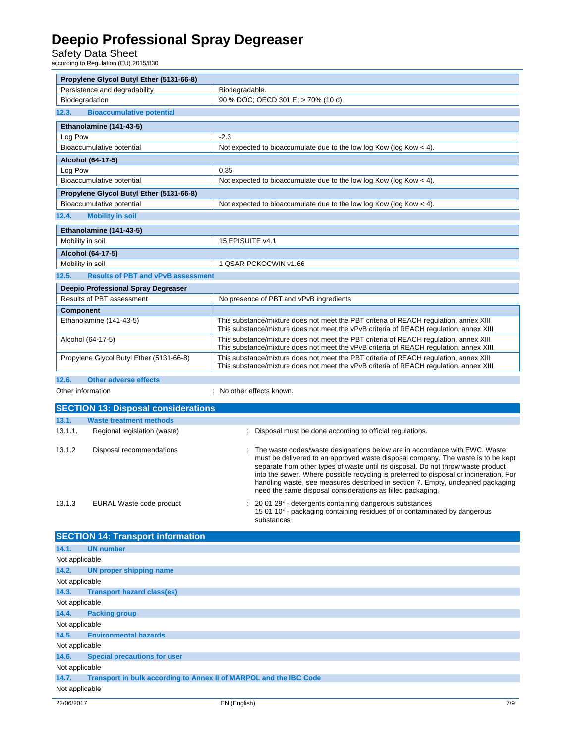| Propylene Glycol Butyl Ether (5131-66-8) | |
|---|---|
| Persistence and degradability | Biodegradable. |
| Biodegradation | 90 % DOC; OECD 301 E; > 70% (10 d) |

### 12.3. Bioaccumulative potential

| Ethanolamine (141-43-5) | |
|---|---|
| Log Pow | -2.3 |
| Bioaccumulative potential | Not expected to bioaccumulate due to the low log Kow (log Kow < 4). |
| **Alcohol (64-17-5)** | |
| Log Pow | 0.35 |
| Bioaccumulative potential | Not expected to bioaccumulate due to the low log Kow (log Kow < 4). |
| **Propylene Glycol Butyl Ether (5131-66-8)** | |
| Bioaccumulative potential | Not expected to bioaccumulate due to the low log Kow (log Kow < 4). |

### 12.4. Mobility in soil

| Ethanolamine (141-43-5) | |
|---|---|
| Mobility in soil | 15 EPISUITE v4.1 |
| **Alcohol (64-17-5)** | |
| Mobility in soil | 1 QSAR PCKOCWIN v1.66 |

### 12.5. Results of PBT and vPvB assessment

| Deepio Professional Spray Degreaser | |
|---|---|
| Results of PBT assessment | No presence of PBT and vPvB ingredients |
| **Component** | |
| Ethanolamine (141-43-5) | This substance/mixture does not meet the PBT criteria of REACH regulation, annex XIII<br>This substance/mixture does not meet the vPvB criteria of REACH regulation, annex XIII |
| Alcohol (64-17-5) | This substance/mixture does not meet the PBT criteria of REACH regulation, annex XIII<br>This substance/mixture does not meet the vPvB criteria of REACH regulation, annex XIII |
| Propylene Glycol Butyl Ether (5131-66-8) | This substance/mixture does not meet the PBT criteria of REACH regulation, annex XIII<br>This substance/mixture does not meet the vPvB criteria of REACH regulation, annex XIII |

### 12.6. Other adverse effects

Other information : No other effects known.

## SECTION 13: Disposal considerations

### 13.1. Waste treatment methods

13.1.1. Regional legislation (waste) : Disposal must be done according to official regulations.

13.1.2 Disposal recommendations : The waste codes/waste designations below are in accordance with EWC. Waste must be delivered to an approved waste disposal company. The waste is to be kept separate from other types of waste until its disposal. Do not throw waste product into the sewer. Where possible recycling is preferred to disposal or incineration. For handling waste, see measures described in section 7. Empty, uncleaned packaging need the same disposal considerations as filled packaging.

13.1.3 EURAL Waste code product : 20 01 29* - detergents containing dangerous substances
15 01 10* - packaging containing residues of or contaminated by dangerous substances

## SECTION 14: Transport information

### 14.1. UN number

Not applicable

### 14.2. UN proper shipping name

Not applicable

### 14.3. Transport hazard class(es)

Not applicable

### 14.4. Packing group

Not applicable

### 14.5. Environmental hazards

Not applicable

### 14.6. Special precautions for user

Not applicable

### 14.7. Transport in bulk according to Annex II of MARPOL and the IBC Code

Not applicable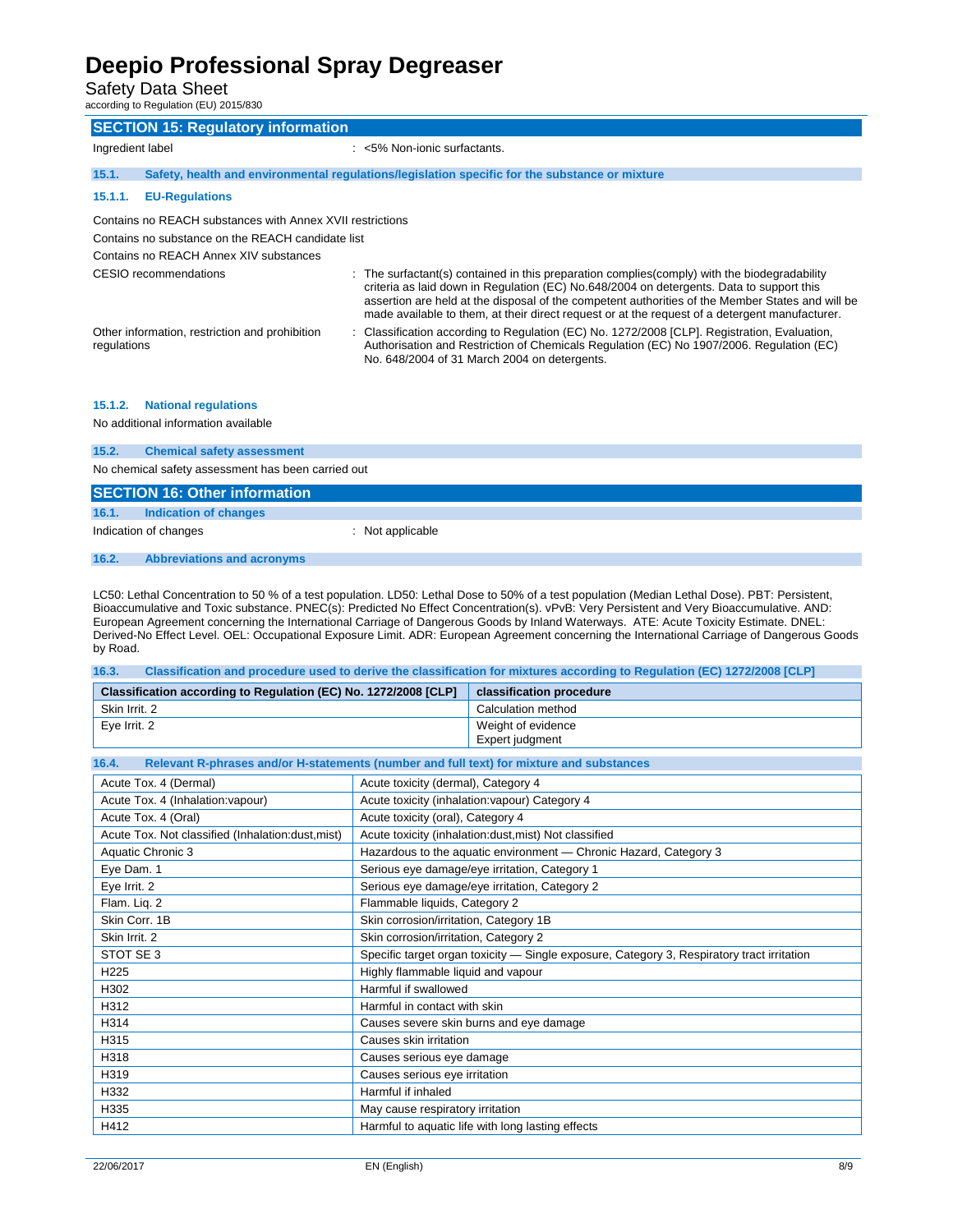## SECTION 15: Regulatory information

Ingredient label : <5% Non-ionic surfactants.

### 15.1. Safety, health and environmental regulations/legislation specific for the substance or mixture

#### 15.1.1. EU-Regulations

Contains no REACH substances with Annex XVII restrictions

Contains no substance on the REACH candidate list

Contains no REACH Annex XIV substances

CESIO recommendations : The surfactant(s) contained in this preparation complies(comply) with the biodegradability criteria as laid down in Regulation (EC) No.648/2004 on detergents. Data to support this assertion are held at the disposal of the competent authorities of the Member States and will be made available to them, at their direct request or at the request of a detergent manufacturer.

Other information, restriction and prohibition regulations : Classification according to Regulation (EC) No. 1272/2008 [CLP]. Registration, Evaluation, Authorisation and Restriction of Chemicals Regulation (EC) No 1907/2006. Regulation (EC) No. 648/2004 of 31 March 2004 on detergents.

#### 15.1.2. National regulations

No additional information available

### 15.2. Chemical safety assessment

No chemical safety assessment has been carried out

## SECTION 16: Other information

### 16.1. Indication of changes

Indication of changes : Not applicable

### 16.2. Abbreviations and acronyms

LC50: Lethal Concentration to 50 % of a test population. LD50: Lethal Dose to 50% of a test population (Median Lethal Dose). PBT: Persistent, Bioaccumulative and Toxic substance. PNEC(s): Predicted No Effect Concentration(s). vPvB: Very Persistent and Very Bioaccumulative. AND: European Agreement concerning the International Carriage of Dangerous Goods by Inland Waterways. ATE: Acute Toxicity Estimate. DNEL: Derived-No Effect Level. OEL: Occupational Exposure Limit. ADR: European Agreement concerning the International Carriage of Dangerous Goods by Road.

### 16.3. Classification and procedure used to derive the classification for mixtures according to Regulation (EC) 1272/2008 [CLP]

| Classification according to Regulation (EC) No. 1272/2008 [CLP] | classification procedure |
|---|---|
| Skin Irrit. 2 | Calculation method |
| Eye Irrit. 2 | Weight of evidence<br>Expert judgment |

### 16.4. Relevant R-phrases and/or H-statements (number and full text) for mixture and substances

| | |
|---|---|
| Acute Tox. 4 (Dermal) | Acute toxicity (dermal), Category 4 |
| Acute Tox. 4 (Inhalation:vapour) | Acute toxicity (inhalation:vapour) Category 4 |
| Acute Tox. 4 (Oral) | Acute toxicity (oral), Category 4 |
| Acute Tox. Not classified (Inhalation:dust,mist) | Acute toxicity (inhalation:dust,mist) Not classified |
| Aquatic Chronic 3 | Hazardous to the aquatic environment — Chronic Hazard, Category 3 |
| Eye Dam. 1 | Serious eye damage/eye irritation, Category 1 |
| Eye Irrit. 2 | Serious eye damage/eye irritation, Category 2 |
| Flam. Liq. 2 | Flammable liquids, Category 2 |
| Skin Corr. 1B | Skin corrosion/irritation, Category 1B |
| Skin Irrit. 2 | Skin corrosion/irritation, Category 2 |
| STOT SE 3 | Specific target organ toxicity — Single exposure, Category 3, Respiratory tract irritation |
| H225 | Highly flammable liquid and vapour |
| H302 | Harmful if swallowed |
| H312 | Harmful in contact with skin |
| H314 | Causes severe skin burns and eye damage |
| H315 | Causes skin irritation |
| H318 | Causes serious eye damage |
| H319 | Causes serious eye irritation |
| H332 | Harmful if inhaled |
| H335 | May cause respiratory irritation |
| H412 | Harmful to aquatic life with long lasting effects |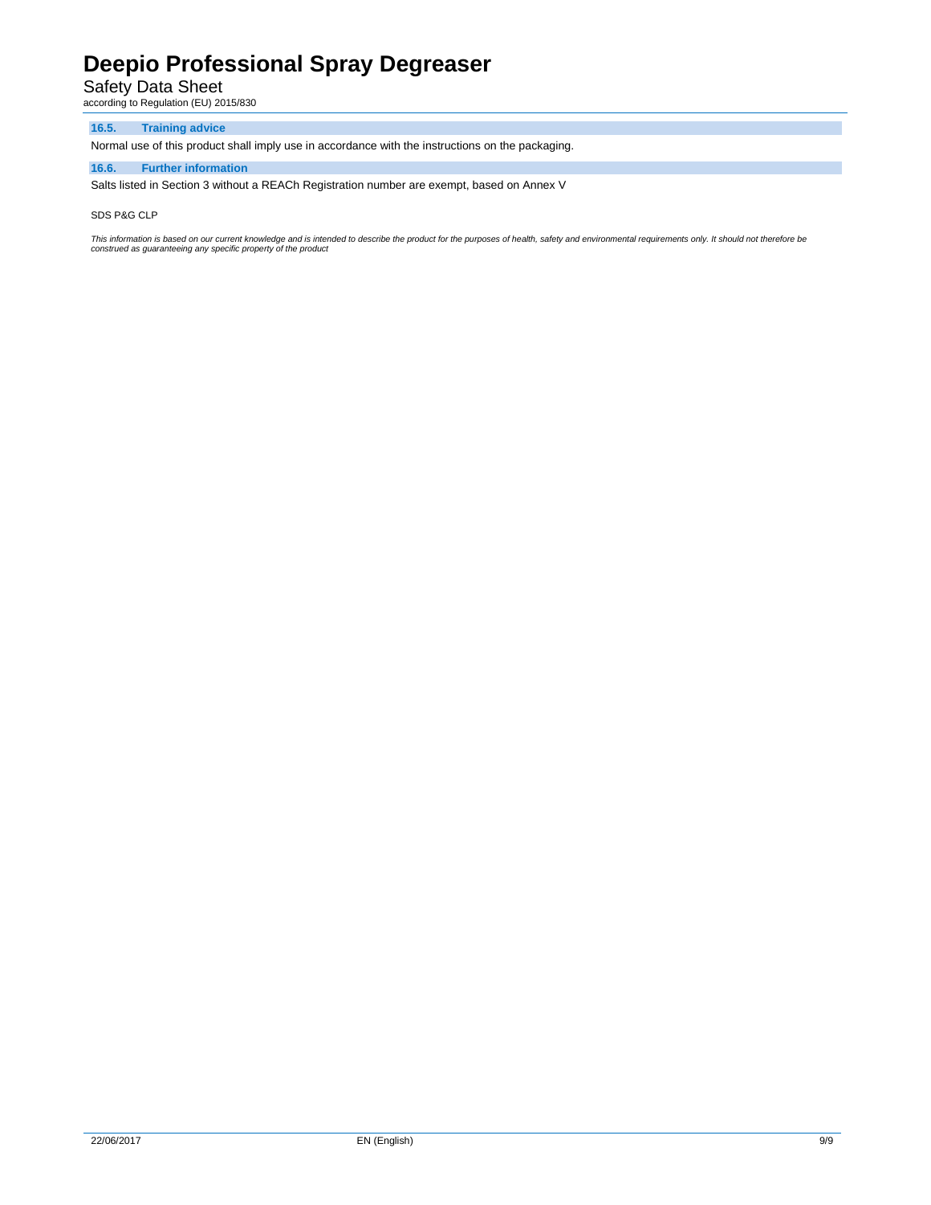### 16.5. Training advice

Normal use of this product shall imply use in accordance with the instructions on the packaging.

### 16.6. Further information

Salts listed in Section 3 without a REACh Registration number are exempt, based on Annex V

SDS P&G CLP

*This information is based on our current knowledge and is intended to describe the product for the purposes of health, safety and environmental requirements only. It should not therefore be construed as guaranteeing any specific property of the product*